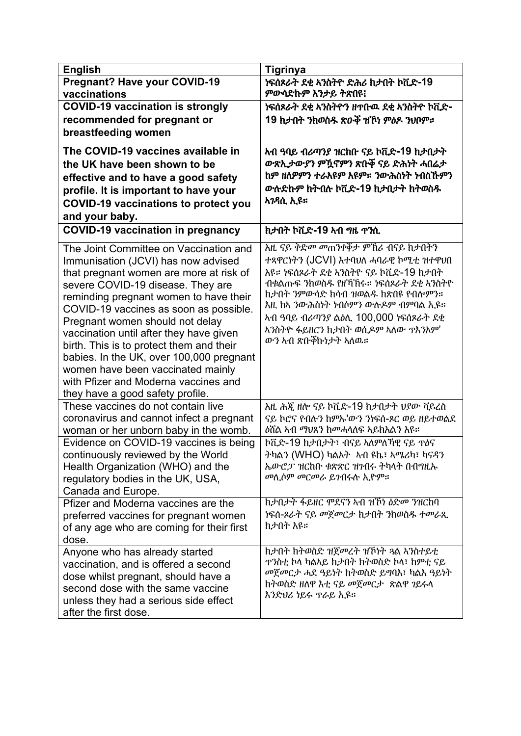| English | Tigrinya |
|---|---|
| **Pregnant? Have your COVID-19 vaccinations** | **ነፍሰጾራት ደቂ ኣንስትዮ ድሕሪ ክታበት ኮቪድ-19 ምውሳድኩም እንታይ ትጽበዩ፧** |
| **COVID-19 vaccination is strongly recommended for pregnant or breastfeeding women** | **ነፍሰጾራት ደቂ ኣንስትዮን ዘጥቡዉ ደቂ ኣንስትዮ ኮቪድ-19 ክታበት ንክወስዱ ጽዑቕ ዝኾነ ምዕዶ ንህቦም።** |
| **The COVID-19 vaccines available in the UK have been shown to be effective and to have a good safety profile. It is important to have your COVID-19 vaccinations to protect you and your baby.** | **ኣብ ዓባይ ብሪጣንያ ዝርከቡ ናይ ኮቪድ-19 ክታበታት ውጽኢታውያን ምዃኖምን ጽቡቕ ናይ ድሕነት ሓበሬታ ከም ዘለዎምን ተራእዩም እዩም። ንውሕስነት ነብስኹምን ውሉድኩም ክትብሉ ኮቪድ-19 ክታበታት ክትወስዱ ኣገዳሲ ኢዩ።** |
| **COVID-19 vaccination in pregnancy** | **ክታበት ኮቪድ-19 ኣብ ግዜ ጥንሲ** |
| The Joint Committee on Vaccination and Immunisation (JCVI) has now advised that pregnant women are more at risk of severe COVID-19 disease. They are reminding pregnant women to have their COVID-19 vaccines as soon as possible. Pregnant women should not delay vaccination until after they have given birth. This is to protect them and their babies. In the UK, over 100,000 pregnant women have been vaccinated mainly with Pfizer and Moderna vaccines and they have a good safety profile. | እዚ ናይ ቅድም መጠንቀቕታ ምኽሪ ብናይ ክታበትን ተጻዋርነትን (JCVI) እተባህለ ሓባራዊ ኮሚቲ ዝተዋህበ እዩ። ነፍሰጾራት ደቂ ኣንስትዮ ናይ ኮቪድ-19 ክታበት ብቐልጡፍ ንክወስዱ የዘኻኽሩ። ነፍሰጾራት ደቂ ኣንስትዮ ክታበት ንምውሳድ ክሳብ ዝወልዱ ክጽበዩ የብሎምን። እዚ ከኣ ንውሕስነት ነብሶምን ውሉዶም ብምባል ኢዩ። ኣብ ዓባይ ብሪጣንያ ልዕሊ 100,000 ነፍሰጾራት ደቂ ኣንስትዮ ፋይዘርን ክታበት ወሲዶም ኣለው፡ ጥእንኦም' ውን ኣብ ጽቡቕኩነታት ኣለዉ። |
| These vaccines do not contain live coronavirus and cannot infect a pregnant woman or her unborn baby in the womb. | እዚ ሕጂ ዘሎ ናይ ኮቪድ-19 ክታበታት ህያው ቫይረስ ናይ ኮሮና የብሉን ከምኡ'ውን ንነፍሰ-ጾር ወይ ዘይተወልደ ዕሸል ኣብ ማህጸን ከመሓላለፍ ኣይክእልን እዩ። |
| Evidence on COVID-19 vaccines is being continuously reviewed by the World Health Organization (WHO) and the regulatory bodies in the UK, USA, Canada and Europe. | ኮቪድ-19 ክታበታት፣ ብናይ ኣለምለኻዊ ናይ ጥዕና ትካልን (WHO) ካልኦት ኣብ ዩኬ፣ ኣሜሪካ፣ ካናዳን ኤውሮፓ ዝርከቡ ቁጽጽር ዝገብሩ ትካላት ብብግዚኡ መሊሶም መርመራ ይገብሩሉ ኢዮም። |
| Pfizer and Moderna vaccines are the preferred vaccines for pregnant women of any age who are coming for their first dose. | ክታበታት ፋይዘር ሞደናን ኣብ ዝኾነ ዕድመ ንዝርከባ ነፍሰ-ጾራት ናይ መጀመርታ ክታበት ንክወስዱ ተመራጺ ክታበት እዩ። |
| Anyone who has already started vaccination, and is offered a second dose whilst pregnant, should have a second dose with the same vaccine unless they had a serious side effect after the first dose. | ክታበት ክትወስድ ዝጀመረት ዝኾነት ጓል ኣንስተይቲ ጥንስቲ ኮላ ካልኣይ ክታበት ክትወስድ ኮላ፣ ከምቲ ናይ መጀመርታ ሓደ ዓይነት ክትወስድ ይግባእ፣ ካልእ ዓይነት ክትወስድ ዘለዋ እቲ ናይ መጀመርታ ጽልዋ ገይሩላ እንድህሪ ነይሩ ጥራይ ኢዩ። |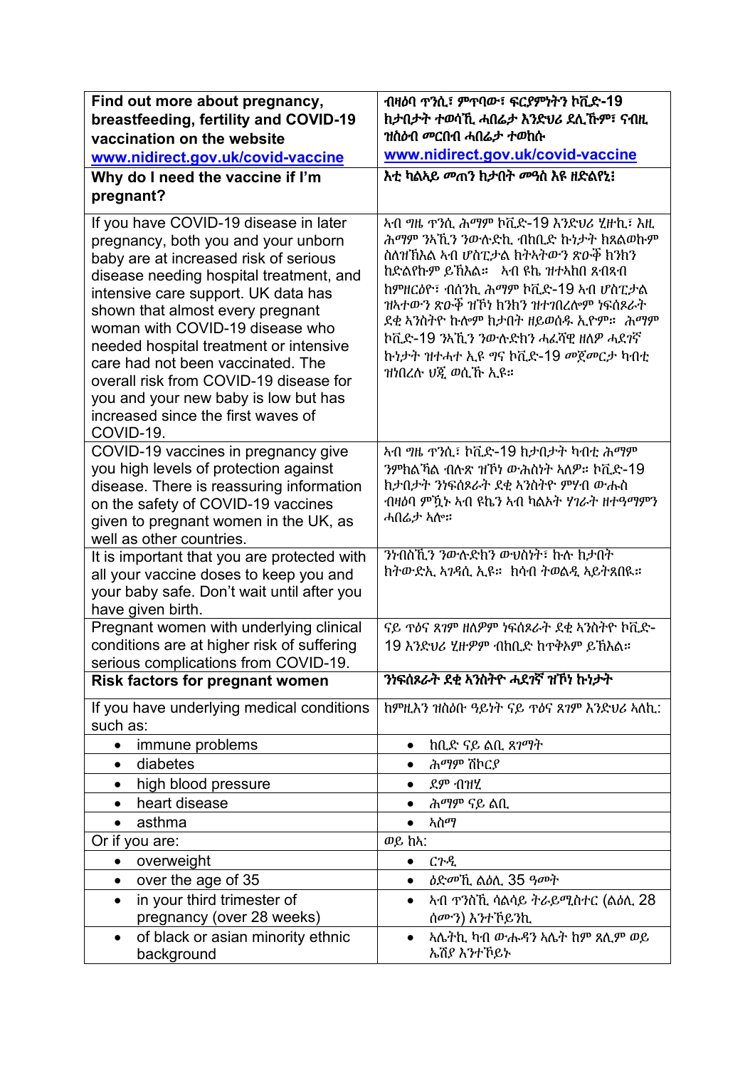| **Find out more about pregnancy, breastfeeding, fertility and COVID-19 vaccination on the website** [www.nidirect.gov.uk/covid-vaccine](http://www.nidirect.gov.uk/covid-vaccine) | **ብዛዕባ ጥንሲ፣ ምጥባው፣ ፍርያምነትን ኮቪድ-19 ክታበታት ተወሳኺ ሓበሬታ እንድህሪ ደሊኹም፣ ናብዚ ዝስዕብ መርበብ ሓበሬታ ተወከሱ** [www.nidirect.gov.uk/covid-vaccine](http://www.nidirect.gov.uk/covid-vaccine) |
|---|---|
| **Why do I need the vaccine if I'm pregnant?** | **እቲ ክልኣይ መጠን ክታበት መዓስ እዩ ዘድልየኒ፧** |
| If you have COVID-19 disease in later pregnancy, both you and your unborn baby are at increased risk of serious disease needing hospital treatment, and intensive care support. UK data has shown that almost every pregnant woman with COVID-19 disease who needed hospital treatment or intensive care had not been vaccinated. The overall risk from COVID-19 disease for you and your new baby is low but has increased since the first waves of COVID-19. | ኣብ ግዜ ጥንሲ ሕማም ኮቪድ-19 እንድህሪ ሂዙኪ፣ እዚ ሕማም ንኣኺን ንውሉድኪ ብከቢድ ኩነታት ክጸልወኩም ስለዝኽእል ኣብ ሆስፒታል ክትኣትውን ጽዑቕ ክንክን ክድልየኩም ይኽእል። ኣብ ዩኬ ዝተኣከበ ጸብጻብ ከምዘርዕዮ፣ ብሰንኪ ሕማም ኮቪድ-19 ኣብ ሆስፒታል ዝኣተውን ጽዑቕ ዝኾነ ክንክን ዝተገበረሎም ነፍሰጾራት ደቂ ኣንስትዮ ኩሎም ክታበት ዘይወሰዱ ኢዮም። ሕማም ኮቪድ-19 ንኣኺን ንውሉድክን ሓፈሻዊ ዘለዎ ሓደገኛ ኩነታት ዝተሓተ ኢዩ ግና ኮቪድ-19 መጀመርታ ካብቲ ዝነበረሉ ህጂ ወሲኹ ኢዩ። |
| COVID-19 vaccines in pregnancy give you high levels of protection against disease. There is reassuring information on the safety of COVID-19 vaccines given to pregnant women in the UK, as well as other countries. | ኣብ ግዜ ጥንሲ፣ ኮቪድ-19 ክታበታት ካብቲ ሕማም ንምክልኻል ብሉጽ ዝኾነ ውሕስነት ኣለዎ። ኮቪድ-19 ክታበታት ንነፍሰጾራት ደቂ ኣንስትዮ ምሃብ ውሑስ ብዛዕባ ምዃኑ ኣብ ዩኬን ኣብ ካልኦት ሃገራት ዘተዓማምን ሓበሬታ ኣሎ። |
| It is important that you are protected with all your vaccine doses to keep you and your baby safe. Don't wait until after you have given birth. | ንነብስኺን ንውሉድክን ውህስነት፣ ኩሉ ክታበት ክትውድኢ ኣገዳሲ ኢዩ። ክሳብ ትወልዲ ኣይትጸበዪ። |
| Pregnant women with underlying clinical conditions are at higher risk of suffering serious complications from COVID-19. | ናይ ጥዕና ጸገም ዘለዎም ነፍሰጾራት ደቂ ኣንስትዮ ኮቪድ-19 እንድህሪ ሂዙዎም ብከቢድ ከጥቅዖም ይኽእል። |
| **Risk factors for pregnant women** | **ንነፍሰጾራት ደቂ ኣንስትዮ ሓደገኛ ዝኾነ ኩነታት** |
| If you have underlying medical conditions such as: | ከምዚእን ዝስዕቡ ዓይነት ናይ ጥዕና ጸገም እንድህሪ ኣለኪ: |
| • immune problems | • ከቢድ ናይ ልቢ ጸገማት |
| • diabetes | • ሕማም ሽኮርያ |
| • high blood pressure | • ደም ብዝሒ |
| • heart disease | • ሕማም ናይ ልቢ |
| • asthma | • ኣስማ |
| Or if you are: | ወይ ከኣ: |
| • overweight | • ርጉዲ |
| • over the age of 35 | • ዕድመኺ ልዕሊ 35 ዓመት |
| • in your third trimester of pregnancy (over 28 weeks) | • ኣብ ጥንስኺ ሳልሳይ ትራይሚስተር (ልዕሊ 28 ሰሙን) እንተኾይንኪ |
| • of black or asian minority ethnic background | • ኣሌትኪ ካብ ውሑዳን ኣሌት ከም ጸሊም ወይ ኤሽያ እንተኾይኑ |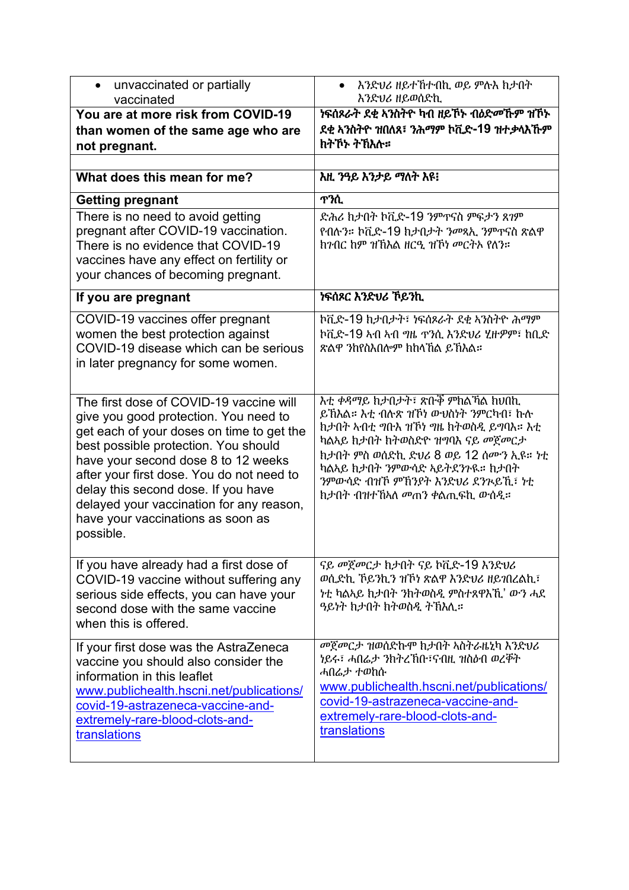| | |
|---|---|
| • unvaccinated or partially vaccinated | • እንድህሪ ዘይተኸተበኪ ወይ ምሉእ ክታበት እንድህሪ ዘይወሰድኪ |
| **You are at more risk from COVID-19 than women of the same age who are not pregnant.** | **ነፍሰጾራት ደቂ ኣንስትዮ ካብ ዘይኾኑ ብዕድመኹም ዝኾኑ ደቂ ኣንስትዮ ዝበለጸ፣ ንሕማም ኮቪድ-19 ዝተቓላእኹም ክትኮኑ ትኽእሉ።** |
| | |
| **What does this mean for me?** | **እዚ ንዓይ እንታይ ማለት እዩ፧** |
| **Getting pregnant** | **ጥንሲ** |
| There is no need to avoid getting pregnant after COVID-19 vaccination. There is no evidence that COVID-19 vaccines have any effect on fertility or your chances of becoming pregnant. | ድሕሪ ክታበት ኮቪድ-19 ንምጥናስ ምፍታን ጸገም የብሉን። ኮቪድ-19 ክታበታት ንመጸኢ ንምጥናስ ጽልዋ ክገብር ከም ዝኽእል ዘርዒ ዝኾነ መርትኦ የለን። |
| **If you are pregnant** | **ነፍሰጾር እንድህሪ ኾይንኪ** |
| COVID-19 vaccines offer pregnant women the best protection against COVID-19 disease which can be serious in later pregnancy for some women. | ኮቪድ-19 ክታበታት፣ ነፍሰጾራት ደቂ ኣንስትዮ ሕማም ኮቪድ-19 ኣብ ኣብ ግዜ ጥንሲ እንድህሪ ሂዙዎም፣ ከቢድ ጽልዋ ንከየስእበሎም ክከላኸል ይኽእል። |
| The first dose of COVID-19 vaccine will give you good protection. You need to get each of your doses on time to get the best possible protection. You should have your second dose 8 to 12 weeks after your first dose. You do not need to delay this second dose. If you have delayed your vaccination for any reason, have your vaccinations as soon as possible. | እቲ ቀዳማይ ክታበታት፣ ጽቡቕ ምክልኻል ክህበኪ ይኽእል። እቲ ብሉጽ ዝኾነ ውህስነት ንምርካብ፣ ኩሉ ክታበት ኣብቲ ግቡእ ዝኾነ ግዜ ክትወስዲ ይግባእ። እቲ ካልኣይ ክታበት ክትወስድዮ ዝግባእ ናይ መጀመርታ ክታበት ምስ ወሰድኪ ድህሪ 8 ወይ 12 ሰሙን ኢዩ። ነቲ ካልኣይ ክታበት ንምውሳድ ኣይትደንጉዪ። ክታበት ንምውሳድ ብዝኾነ ምኽንያት እንድህሪ ደንጉይኺ፣ ነቲ ክታበት ብዝተኸኣለ መጠን ቀልጢፍኪ ውሰዲ። |
| If you have already had a first dose of COVID-19 vaccine without suffering any serious side effects, you can have your second dose with the same vaccine when this is offered. | ናይ መጀመርታ ክታበት ናይ ኮቪድ-19 እንድህሪ ወሲድኪ ኾይንኪን ዝኾነ ጽልዋ እንድህሪ ዘይገበረልኪ፣ ነቲ ካልኣይ ክታበት ንክትወስዲ ምስተጸዋእኺ' ውን ሓደ ዓይነት ክታበት ክትወስዲ ትኽእሊ። |
| If your first dose was the AstraZeneca vaccine you should also consider the information in this leaflet [www.publichealth.hscni.net/publications/covid-19-astrazeneca-vaccine-and-extremely-rare-blood-clots-and-translations](www.publichealth.hscni.net/publications/covid-19-astrazeneca-vaccine-and-extremely-rare-blood-clots-and-translations) | መጀመርታ ዝወሰድኩሞ ክታበት ኣስትራዜኒካ እንድህሪ ነይሩ፣ ሓበሬታ ንክትረኽቡ፣ናብዚ ዝስዕብ ወረቐት ሓበሬታ ተወከሱ [www.publichealth.hscni.net/publications/covid-19-astrazeneca-vaccine-and-extremely-rare-blood-clots-and-translations](www.publichealth.hscni.net/publications/covid-19-astrazeneca-vaccine-and-extremely-rare-blood-clots-and-translations) |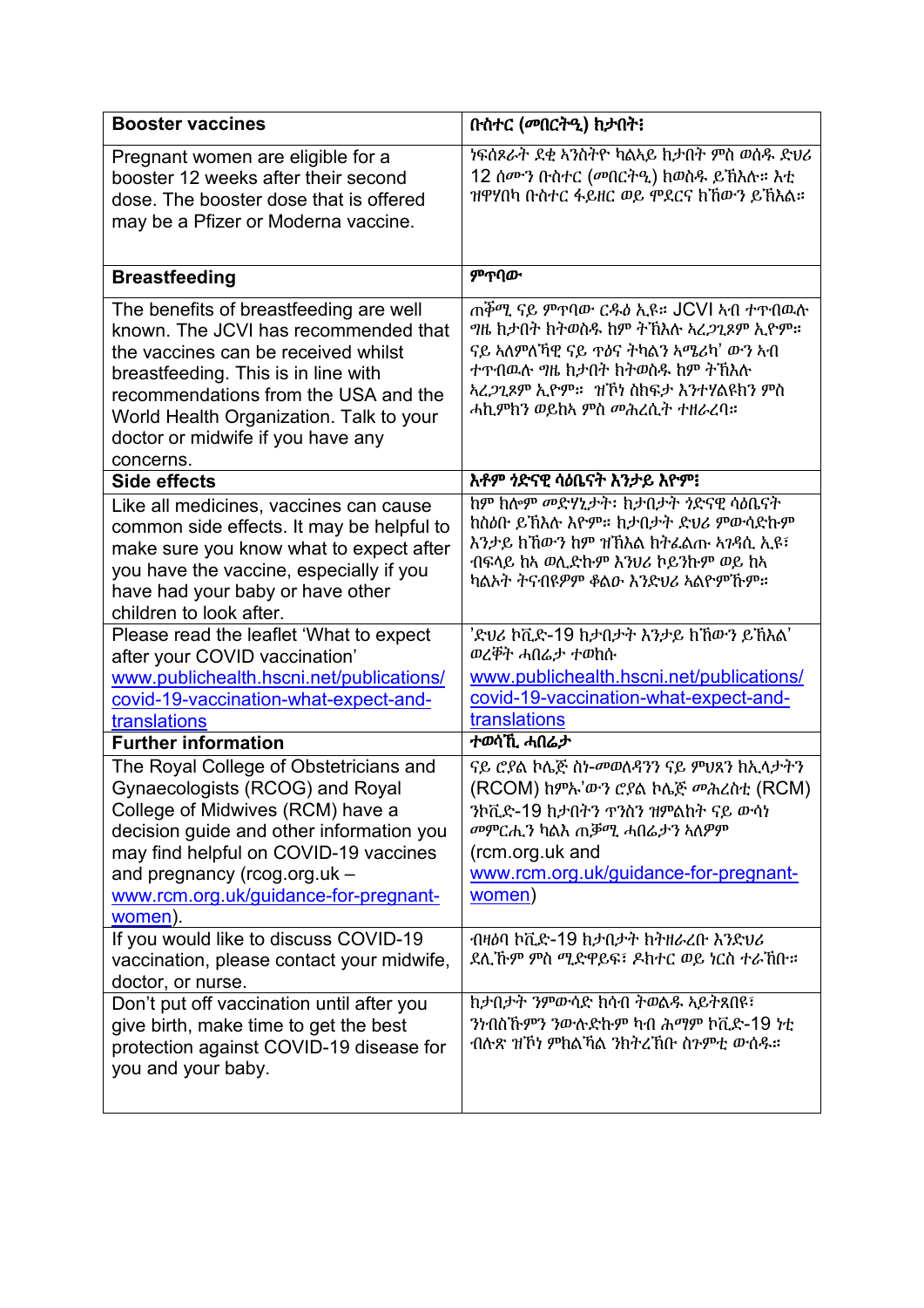| Booster vaccines | ቡስተር (መበርትዒ) ክታበት፤ |
|---|---|
| Pregnant women are eligible for a booster 12 weeks after their second dose. The booster dose that is offered may be a Pfizer or Moderna vaccine. | ነፍሰጾራት ደቂ ኣንስትዮ ካልኣይ ክታበት ምስ ወሰዱ ድህሪ 12 ሰሙን ቡስተር (መበርትዒ) ክወስዱ ይኽእሉ። እቲ ዝዋሃበካ ቡስተር ፋይዘር ወይ ሞደርና ክኸውን ይኽእል። |
| **Breastfeeding** | **ምጥባው** |
| The benefits of breastfeeding are well known. The JCVI has recommended that the vaccines can be received whilst breastfeeding. This is in line with recommendations from the USA and the World Health Organization. Talk to your doctor or midwife if you have any concerns. | ጠቓሚ ናይ ምጥባው ርዱዕ ኢዩ። JCVI ኣብ ተጥብዉሉ ግዜ ክታበት ክትወስዱ ከም ትኽእሉ ኣረጋጊጹም ኢዮም። ናይ ኣሰምለኻዊ ናይ ጥዕና ትካልን ኣሜሪካ' ውን ኣብ ተጥብዉሉ ግዜ ክታበት ክትወስዱ ከም ትኽእሉ ኣረጋጊጾም ኢዮም። ዝኾነ ስክፍታ እንተሃልዩክን ምስ ሓኪምክን ወይከኣ ምስ መሕረሲት ተዘራረባ። |
| **Side effects** | **እቶም ጎድናዊ ሳዕቤናት እንታይ እዮም፤** |
| Like all medicines, vaccines can cause common side effects. It may be helpful to make sure you know what to expect after you have the vaccine, especially if you have had your baby or have other children to look after. | ከም ክሉም መድሃኒታት፡ ክታበታት ጎድናዊ ሳዕቤናት ከስዕቡ ይኽእሉ እዮም። ክታበት ድህሪ ምውሳድኩም እንታይ ክኸውን ከም ዝኽእል ክትፈልጡ ኣገዳሲ ኢዩ፣ ብፍላይ ከኣ ወሊድኩም እንህሪ ኮይንኩም ወይ ከኣ ካልኦት ትናብዩዎም ቆልዑ እንድህሪ ኣልዮምኹም። |
| Please read the leaflet 'What to expect after your COVID vaccination' [www.publichealth.hscni.net/publications/covid-19-vaccination-what-expect-and-translations](www.publichealth.hscni.net/publications/covid-19-vaccination-what-expect-and-translations) | 'ድህሪ ኮቪድ-19 ክታበታት እንታይ ክኸውን ይኽእል' ወረቐት ሓበሬታ ተወከሱ [www.publichealth.hscni.net/publications/covid-19-vaccination-what-expect-and-translations](www.publichealth.hscni.net/publications/covid-19-vaccination-what-expect-and-translations) |
| **Further information** | **ተወሳኺ ሓበሬታ** |
| The Royal College of Obstetricians and Gynaecologists (RCOG) and Royal College of Midwives (RCM) have a decision guide and other information you may find helpful on COVID-19 vaccines and pregnancy (rcog.org.uk – [www.rcm.org.uk/guidance-for-pregnant-women](www.rcm.org.uk/guidance-for-pregnant-women)). | ናይ ሮያል ኮሌጅ ስነ-መወለዳንን ናይ ምህጻን ክኢላታትን (RCOG) ከምኡ'ውን ሮያል ኮሌጅ መሕረስቲ (RCM) ንኮቪድ-19 ክታበትን ጥንስን ዝምልከት ናይ ውሳነ መምርሒን ካልእ ጠቓሚ ሓበሬታን ኣለዎም (rcm.org.uk and [www.rcm.org.uk/guidance-for-pregnant-women](www.rcm.org.uk/guidance-for-pregnant-women)) |
| If you would like to discuss COVID-19 vaccination, please contact your midwife, doctor, or nurse. | ብዛዕባ ኮቪድ-19 ክታበታት ክትዘራረቡ እንድህሪ ደሊኹም ምስ ሚድዋይፍ፣ ዶክተር ወይ ነርስ ተራኸቡ። |
| Don't put off vaccination until after you give birth, make time to get the best protection against COVID-19 disease for you and your baby. | ክታበታት ንምውሳድ ክሳብ ትወልዱ ኣይትጸበዩ፤ ንንብስኹምን ንውሉድኩም ካብ ሕማም ኮቪድ-19 ነቲ ብሉጽ ዝኾነ ምክልኻል ንክትረኽቡ ስጉምቲ ውሰዱ። |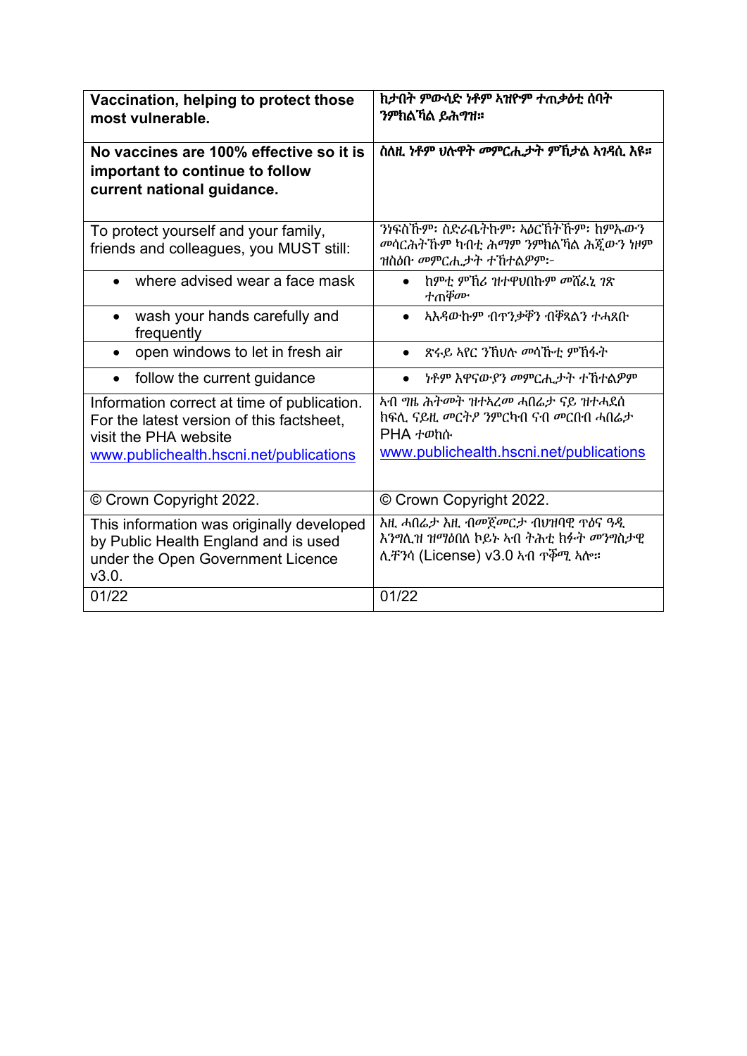| | |
|---|---|
| **Vaccination, helping to protect those most vulnerable.** | **ክታበት ምውሳድ ነቶም ኣዝዮም ተጠቃዕቲ ሰባት ንምክልኻል ይሕግዝ።** |
| **No vaccines are 100% effective so it is important to continue to follow current national guidance.** | **ስለዚ ነቶም ሀሉዋት መምርሒታት ምኽታል ኣገዳሲ እዩ።** |
| To protect yourself and your family, friends and colleagues, you MUST still: | ንነፍስኹም፡ ስድራቤትኩም፡ ኣዕርኽትኹም፡ ከምኡውን መሳርሕትኹም ካብቲ ሕማም ንምክልኻል ሕጂውን ነዞም ዝስዕቡ መምርሒታት ተኸተልዎም፡- |
| • where advised wear a face mask | • ከምቲ ምኽሪ ዝተዋህበኩም መሸፈኒ ገጽ ተጠቐሙ |
| • wash your hands carefully and frequently | • ኣእዳውኩም ብጥንቃቐን ብቐጻልን ተሓጸቡ |
| • open windows to let in fresh air | • ጽሩይ ኣየር ንኽህሉ መሳኹቲ ምኽፋት |
| • follow the current guidance | • ነቶም እዋናውያን መምርሒታት ተኸተልዎም |
| Information correct at time of publication. For the latest version of this factsheet, visit the PHA website [www.publichealth.hscni.net/publications](http://www.publichealth.hscni.net/publications) | ኣብ ግዜ ሕትመት ዝተኣረመ ሓበሬታ ናይ ዝተሓደሰ ክፍሊ ናይዚ መርትዖ ንምርካብ ናብ መርበብ ሓበሬታ PHA ተወከሱ [www.publichealth.hscni.net/publications](http://www.publichealth.hscni.net/publications) |
| © Crown Copyright 2022. | © Crown Copyright 2022. |
| This information was originally developed by Public Health England and is used under the Open Government Licence v3.0. | እዚ ሓበሬታ እዚ ብመጀመርታ ብህዝባዊ ጥዕና ዓዲ እንግሊዝ ዝማዕበለ ኮይኑ ኣብ ትሕቲ ክፉት መንግስታዊ ሊቸንሳ (License) v3.0 ኣብ ጥቕሚ ኣሎ። |
| 01/22 | 01/22 |